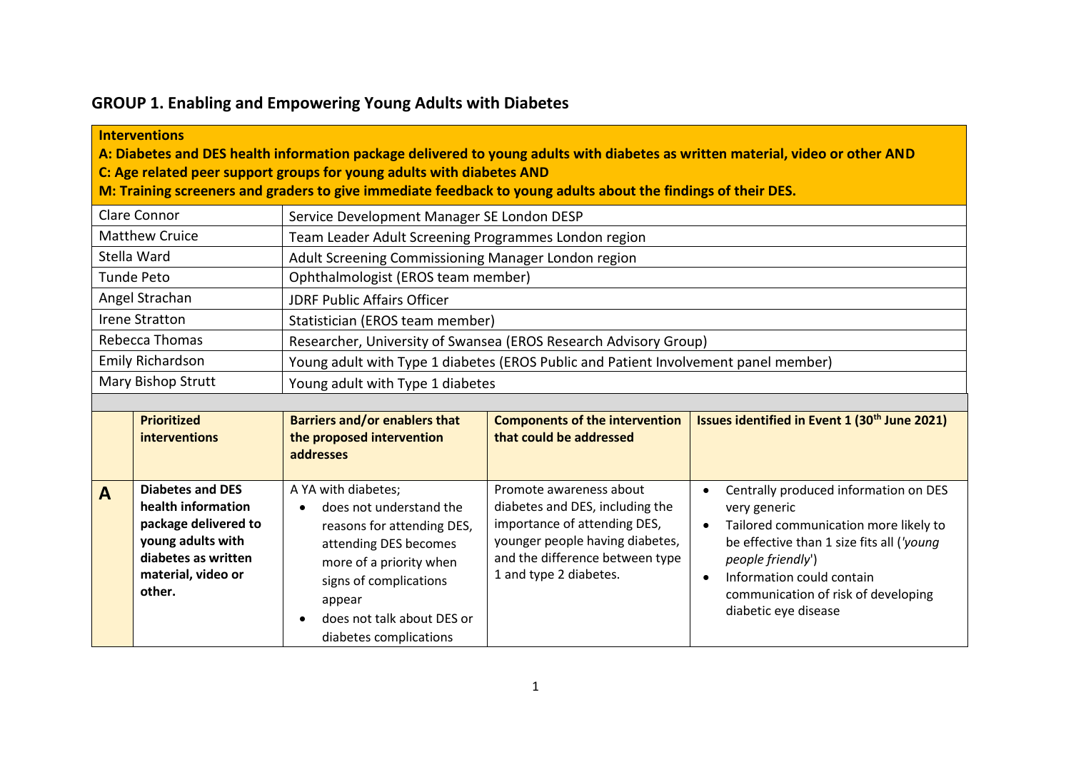## GROUP 1. Enabling and Empowering Young Adults with Diabetes

| **Interventions**<br>**A: Diabetes and DES health information package delivered to young adults with diabetes as written material, video or other AND**<br>**C: Age related peer support groups for young adults with diabetes AND**<br>**M: Training screeners and graders to give immediate feedback to young adults about the findings of their DES.** | |
|---|---|
| Clare Connor | Service Development Manager SE London DESP |
| Matthew Cruice | Team Leader Adult Screening Programmes London region |
| Stella Ward | Adult Screening Commissioning Manager London region |
| Tunde Peto | Ophthalmologist (EROS team member) |
| Angel Strachan | JDRF Public Affairs Officer |
| Irene Stratton | Statistician (EROS team member) |
| Rebecca Thomas | Researcher, University of Swansea (EROS Research Advisory Group) |
| Emily Richardson | Young adult with Type 1 diabetes (EROS Public and Patient Involvement panel member) |
| Mary Bishop Strutt | Young adult with Type 1 diabetes |

| | **Prioritized interventions** | **Barriers and/or enablers that the proposed intervention addresses** | **Components of the intervention that could be addressed** | **Issues identified in Event 1 (30th June 2021)** |
|---|---|---|---|---|
| **A** | **Diabetes and DES health information package delivered to young adults with diabetes as written material, video or other.** | A YA with diabetes;<br>• does not understand the reasons for attending DES, attending DES becomes more of a priority when signs of complications appear<br>• does not talk about DES or diabetes complications | Promote awareness about diabetes and DES, including the importance of attending DES, younger people having diabetes, and the difference between type 1 and type 2 diabetes. | • Centrally produced information on DES very generic<br>• Tailored communication more likely to be effective than 1 size fits all (*'young people friendly'*)<br>• Information could contain communication of risk of developing diabetic eye disease |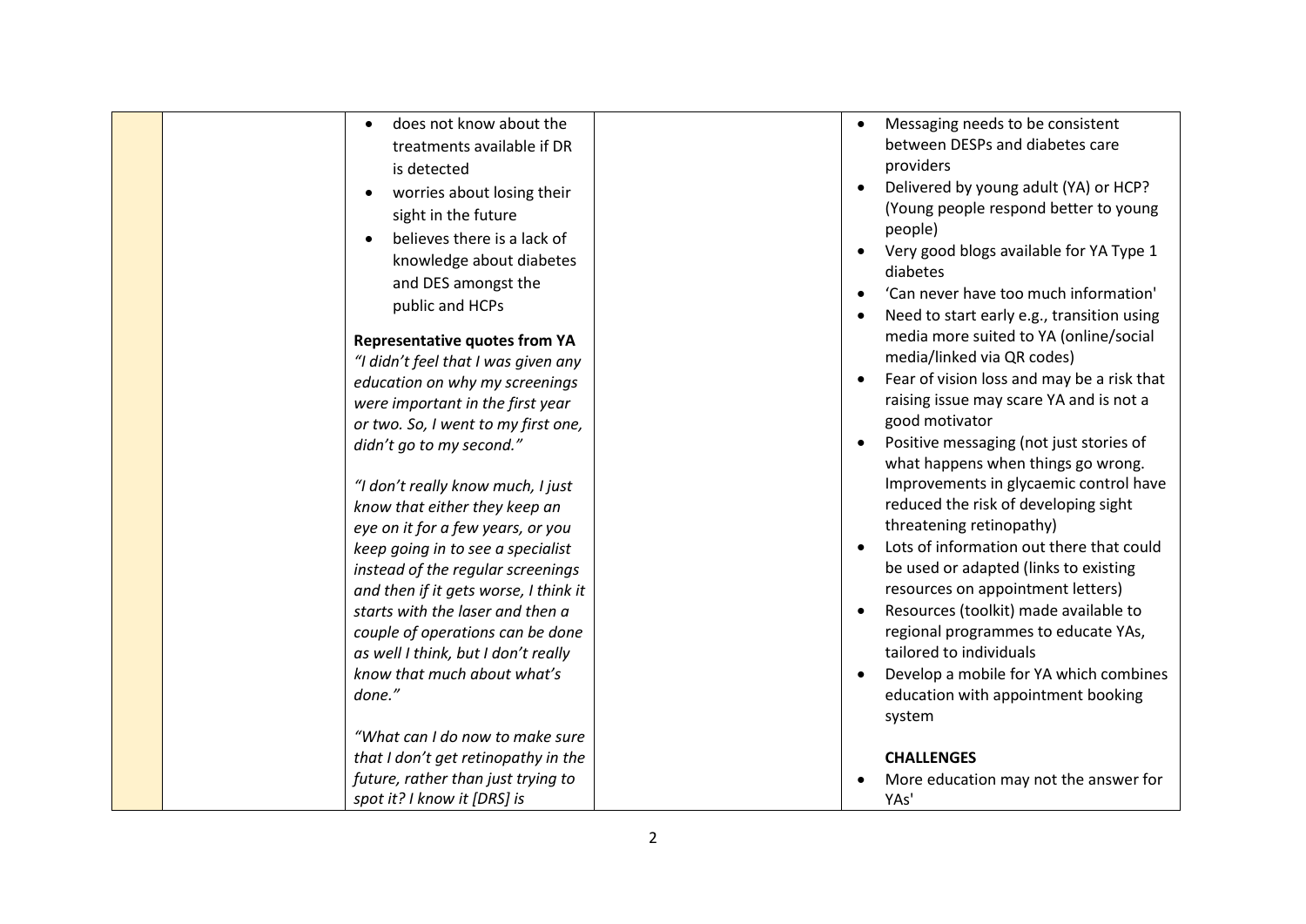| | | | | |
|---|---|---|---|---|
| | | • does not know about the treatments available if DR is detected<br>• worries about losing their sight in the future<br>• believes there is a lack of knowledge about diabetes and DES amongst the public and HCPs<br><br>**Representative quotes from YA**<br>*"I didn't feel that I was given any education on why my screenings were important in the first year or two. So, I went to my first one, didn't go to my second."*<br><br>*"I don't really know much, I just know that either they keep an eye on it for a few years, or you keep going in to see a specialist instead of the regular screenings and then if it gets worse, I think it starts with the laser and then a couple of operations can be done as well I think, but I don't really know that much about what's done."*<br><br>*"What can I do now to make sure that I don't get retinopathy in the future, rather than just trying to spot it? I know it [DRS] is* | | • Messaging needs to be consistent between DESPs and diabetes care providers<br>• Delivered by young adult (YA) or HCP? (Young people respond better to young people)<br>• Very good blogs available for YA Type 1 diabetes<br>• 'Can never have too much information'<br>• Need to start early e.g., transition using media more suited to YA (online/social media/linked via QR codes)<br>• Fear of vision loss and may be a risk that raising issue may scare YA and is not a good motivator<br>• Positive messaging (not just stories of what happens when things go wrong. Improvements in glycaemic control have reduced the risk of developing sight threatening retinopathy)<br>• Lots of information out there that could be used or adapted (links to existing resources on appointment letters)<br>• Resources (toolkit) made available to regional programmes to educate YAs, tailored to individuals<br>• Develop a mobile for YA which combines education with appointment booking system<br><br>**CHALLENGES**<br>• More education may not the answer for YAs' |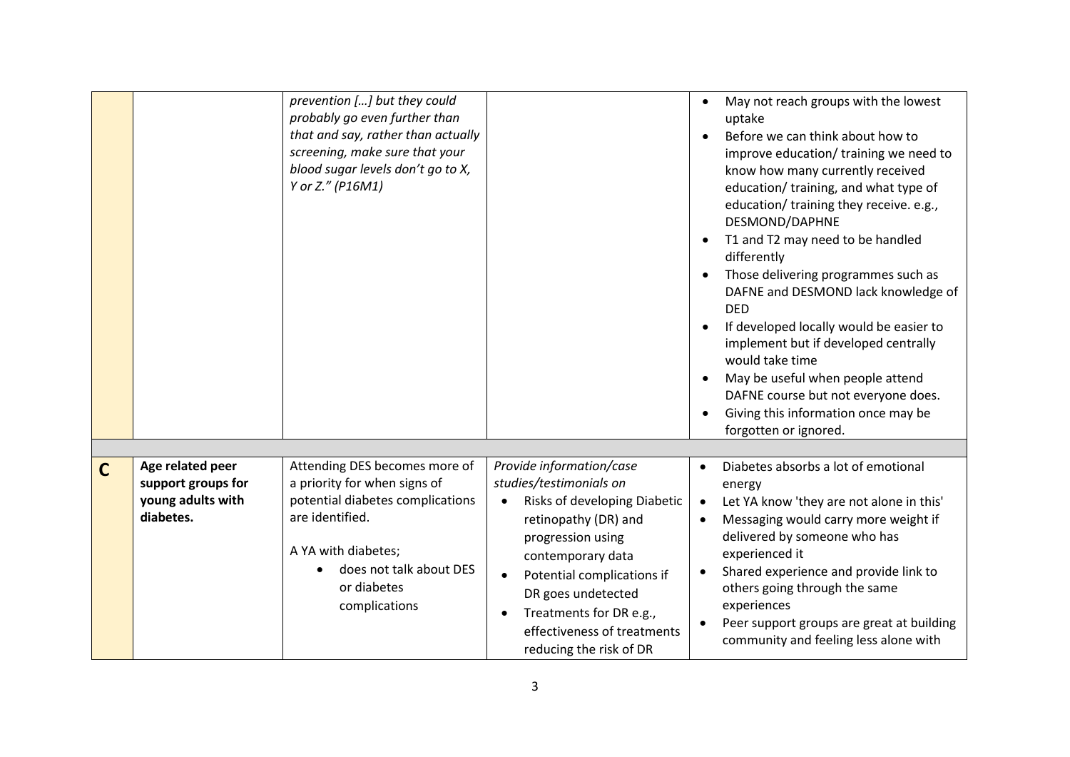| | | | | |
|---|---|---|---|---|
| | | *prevention […] but they could probably go even further than that and say, rather than actually screening, make sure that your blood sugar levels don't go to X, Y or Z." (P16M1)* | | • May not reach groups with the lowest uptake<br>• Before we can think about how to improve education/ training we need to know how many currently received education/ training, and what type of education/ training they receive. e.g., DESMOND/DAPHNE<br>• T1 and T2 may need to be handled differently<br>• Those delivering programmes such as DAFNE and DESMOND lack knowledge of DED<br>• If developed locally would be easier to implement but if developed centrally would take time<br>• May be useful when people attend DAFNE course but not everyone does.<br>• Giving this information once may be forgotten or ignored. |
| | | | | |
| **C** | **Age related peer support groups for young adults with diabetes.** | Attending DES becomes more of a priority for when signs of potential diabetes complications are identified.<br><br>A YA with diabetes;<br>• does not talk about DES or diabetes complications | *Provide information/case studies/testimonials on*<br>• Risks of developing Diabetic retinopathy (DR) and progression using contemporary data<br>• Potential complications if DR goes undetected<br>• Treatments for DR e.g., effectiveness of treatments reducing the risk of DR | • Diabetes absorbs a lot of emotional energy<br>• Let YA know 'they are not alone in this'<br>• Messaging would carry more weight if delivered by someone who has experienced it<br>• Shared experience and provide link to others going through the same experiences<br>• Peer support groups are great at building community and feeling less alone with |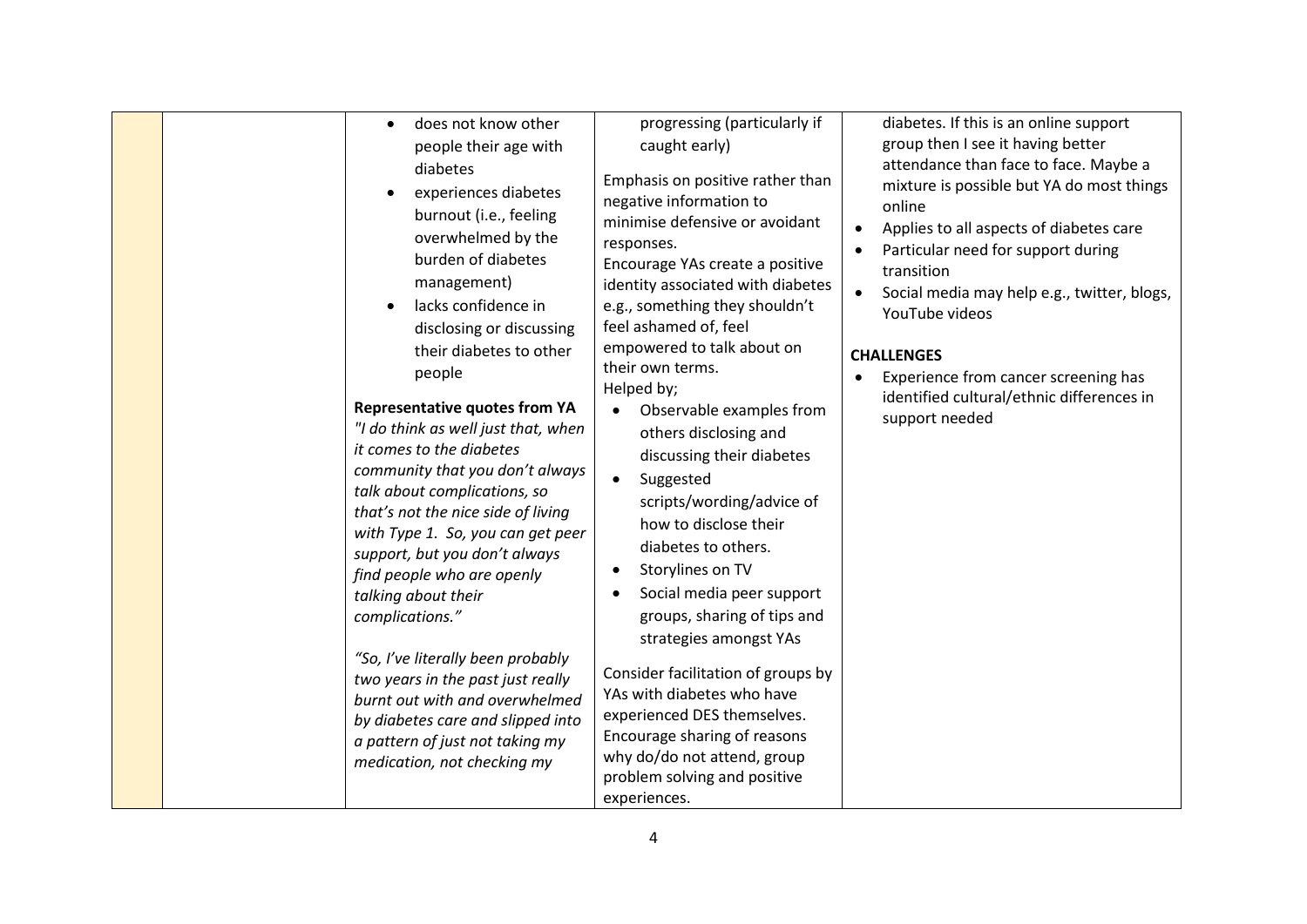| | | | | |
|---|---|---|---|---|
| | | • does not know other people their age with diabetes<br>• experiences diabetes burnout (i.e., feeling overwhelmed by the burden of diabetes management)<br>• lacks confidence in disclosing or discussing their diabetes to other people<br><br>**Representative quotes from YA**<br>*"I do think as well just that, when it comes to the diabetes community that you don't always talk about complications, so that's not the nice side of living with Type 1. So, you can get peer support, but you don't always find people who are openly talking about their complications."*<br><br>*"So, I've literally been probably two years in the past just really burnt out with and overwhelmed by diabetes care and slipped into a pattern of just not taking my medication, not checking my* | progressing (particularly if caught early)<br><br>Emphasis on positive rather than negative information to minimise defensive or avoidant responses.<br>Encourage YAs create a positive identity associated with diabetes e.g., something they shouldn't feel ashamed of, feel empowered to talk about on their own terms.<br>Helped by;<br>• Observable examples from others disclosing and discussing their diabetes<br>• Suggested scripts/wording/advice of how to disclose their diabetes to others.<br>• Storylines on TV<br>• Social media peer support groups, sharing of tips and strategies amongst YAs<br><br>Consider facilitation of groups by YAs with diabetes who have experienced DES themselves.<br>Encourage sharing of reasons why do/do not attend, group problem solving and positive experiences. | diabetes. If this is an online support group then I see it having better attendance than face to face. Maybe a mixture is possible but YA do most things online<br>• Applies to all aspects of diabetes care<br>• Particular need for support during transition<br>• Social media may help e.g., twitter, blogs, YouTube videos<br><br>**CHALLENGES**<br>• Experience from cancer screening has identified cultural/ethnic differences in support needed |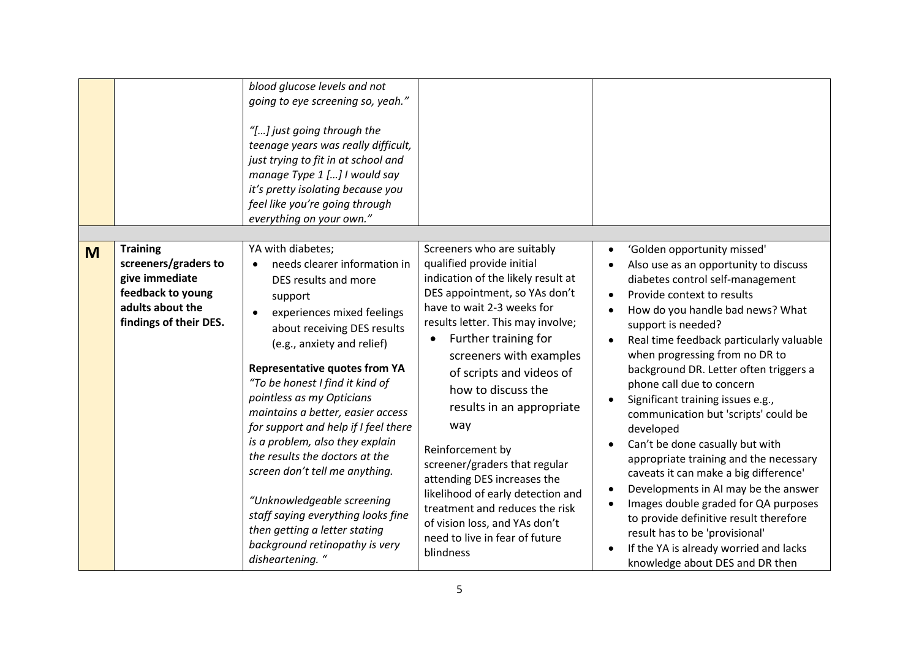| | | | | |
|---|---|---|---|---|
| | | *blood glucose levels and not going to eye screening so, yeah."* <br><br> *"[…] just going through the teenage years was really difficult, just trying to fit in at school and manage Type 1 […] I would say it's pretty isolating because you feel like you're going through everything on your own."* | | |
| | | | | |
| **M** | **Training screeners/graders to give immediate feedback to young adults about the findings of their DES.** | YA with diabetes;<br>• needs clearer information in DES results and more support<br>• experiences mixed feelings about receiving DES results (e.g., anxiety and relief)<br><br>**Representative quotes from YA**<br>*"To be honest I find it kind of pointless as my Opticians maintains a better, easier access for support and help if I feel there is a problem, also they explain the results the doctors at the screen don't tell me anything.*<br><br>*"Unknowledgeable screening staff saying everything looks fine then getting a letter stating background retinopathy is very disheartening. "* | Screeners who are suitably qualified provide initial indication of the likely result at DES appointment, so YAs don't have to wait 2-3 weeks for results letter. This may involve;<br>• Further training for screeners with examples of scripts and videos of how to discuss the results in an appropriate way<br><br>Reinforcement by screener/graders that regular attending DES increases the likelihood of early detection and treatment and reduces the risk of vision loss, and YAs don't need to live in fear of future blindness | • 'Golden opportunity missed'<br>• Also use as an opportunity to discuss diabetes control self-management<br>• Provide context to results<br>• How do you handle bad news? What support is needed?<br>• Real time feedback particularly valuable when progressing from no DR to background DR. Letter often triggers a phone call due to concern<br>• Significant training issues e.g., communication but 'scripts' could be developed<br>• Can't be done casually but with appropriate training and the necessary caveats it can make a big difference'<br>• Developments in AI may be the answer<br>• Images double graded for QA purposes to provide definitive result therefore result has to be 'provisional'<br>• If the YA is already worried and lacks knowledge about DES and DR then |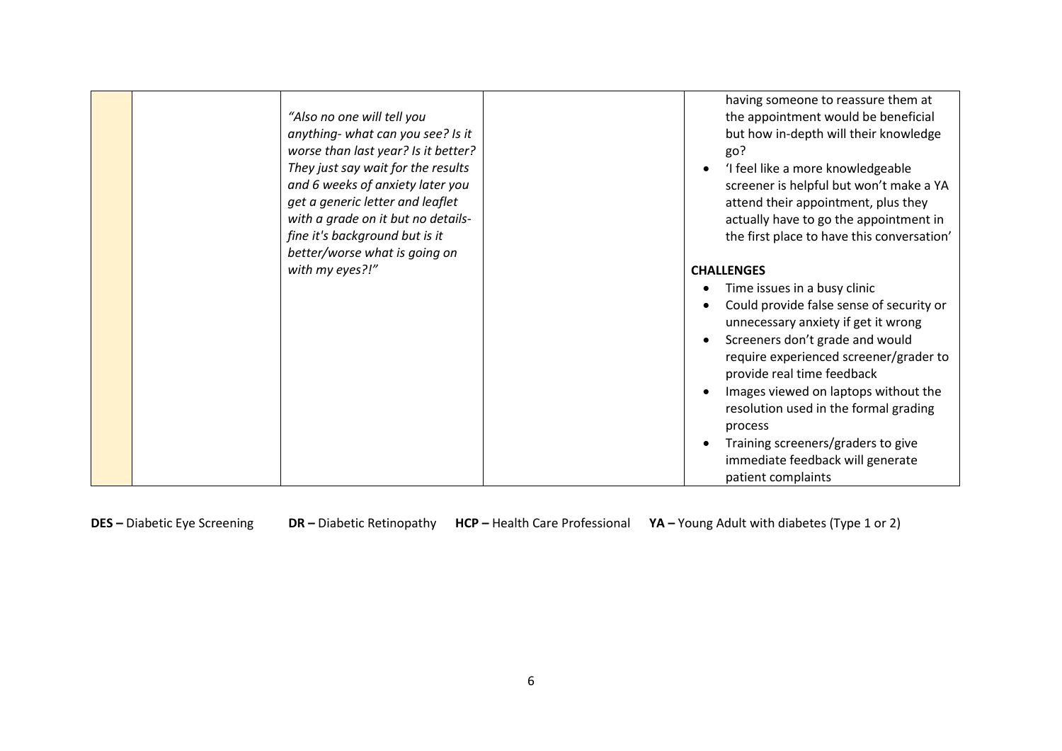| | | | | |
|---|---|---|---|---|
| | | *"Also no one will tell you anything- what can you see? Is it worse than last year? Is it better? They just say wait for the results and 6 weeks of anxiety later you get a generic letter and leaflet with a grade on it but no details- fine it's background but is it better/worse what is going on with my eyes?!"* | | having someone to reassure them at the appointment would be beneficial but how in-depth will their knowledge go?<br>• 'I feel like a more knowledgeable screener is helpful but won't make a YA attend their appointment, plus they actually have to go the appointment in the first place to have this conversation'<br><br>**CHALLENGES**<br>• Time issues in a busy clinic<br>• Could provide false sense of security or unnecessary anxiety if get it wrong<br>• Screeners don't grade and would require experienced screener/grader to provide real time feedback<br>• Images viewed on laptops without the resolution used in the formal grading process<br>• Training screeners/graders to give immediate feedback will generate patient complaints |

**DES –** Diabetic Eye Screening **DR –** Diabetic Retinopathy **HCP –** Health Care Professional **YA –** Young Adult with diabetes (Type 1 or 2)